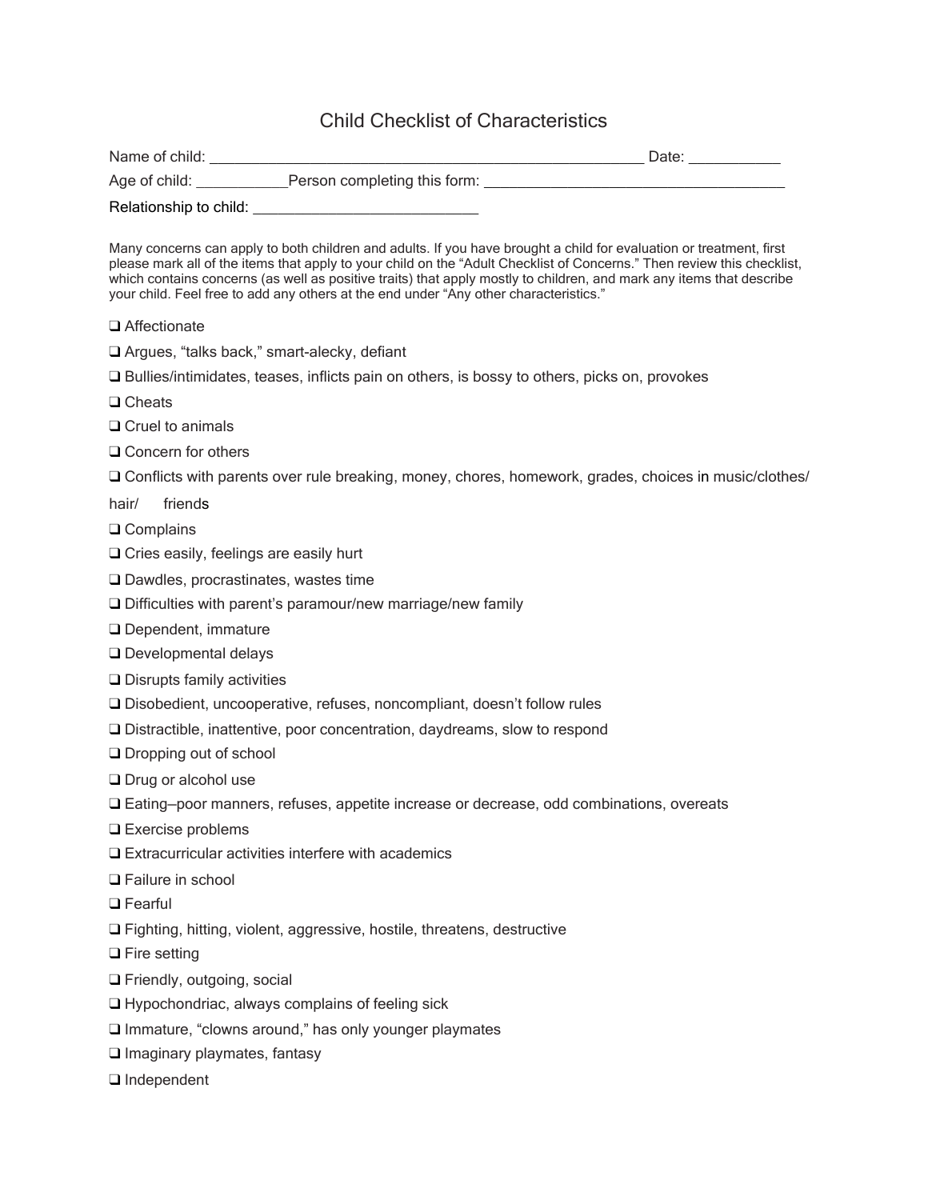# Child Checklist of Characteristics

Name of child: ________________________________________________ Date: __________

Age of child: __________ Person completing this form: __________________________________

Relationship to child: _________________________

Many concerns can apply to both children and adults. If you have brought a child for evaluation or treatment, first please mark all of the items that apply to your child on the "Adult Checklist of Concerns." Then review this checklist, which contains concerns (as well as positive traits) that apply mostly to children, and mark any items that describe your child. Feel free to add any others at the end under "Any other characteristics."

- ❑ Affectionate
- ❑ Argues, "talks back," smart-alecky, defiant
- ❑ Bullies/intimidates, teases, inflicts pain on others, is bossy to others, picks on, provokes
- ❑ Cheats
- ❑ Cruel to animals
- ❑ Concern for others
- ❑ Conflicts with parents over rule breaking, money, chores, homework, grades, choices in music/clothes/hair/ friends
- ❑ Complains
- ❑ Cries easily, feelings are easily hurt
- ❑ Dawdles, procrastinates, wastes time
- ❑ Difficulties with parent's paramour/new marriage/new family
- ❑ Dependent, immature
- ❑ Developmental delays
- ❑ Disrupts family activities
- ❑ Disobedient, uncooperative, refuses, noncompliant, doesn't follow rules
- ❑ Distractible, inattentive, poor concentration, daydreams, slow to respond
- ❑ Dropping out of school
- ❑ Drug or alcohol use
- ❑ Eating—poor manners, refuses, appetite increase or decrease, odd combinations, overeats
- ❑ Exercise problems
- ❑ Extracurricular activities interfere with academics
- ❑ Failure in school
- ❑ Fearful
- ❑ Fighting, hitting, violent, aggressive, hostile, threatens, destructive
- ❑ Fire setting
- ❑ Friendly, outgoing, social
- ❑ Hypochondriac, always complains of feeling sick
- ❑ Immature, "clowns around," has only younger playmates
- ❑ Imaginary playmates, fantasy
- ❑ Independent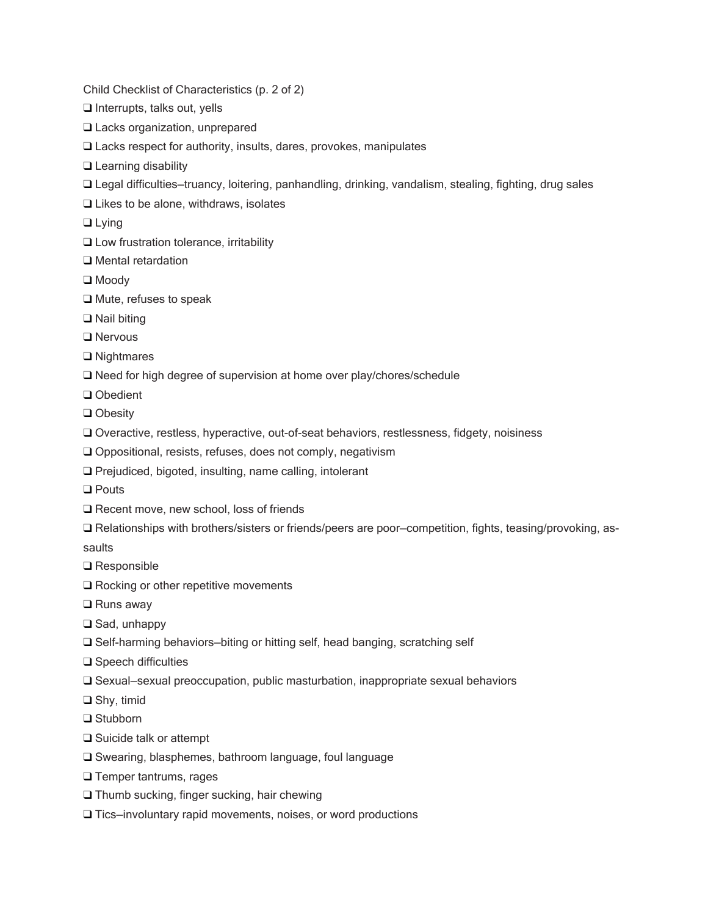Child Checklist of Characteristics (p. 2 of 2)

- ❑ Interrupts, talks out, yells
- ❑ Lacks organization, unprepared
- ❑ Lacks respect for authority, insults, dares, provokes, manipulates
- ❑ Learning disability
- ❑ Legal difficulties—truancy, loitering, panhandling, drinking, vandalism, stealing, fighting, drug sales
- ❑ Likes to be alone, withdraws, isolates
- ❑ Lying
- ❑ Low frustration tolerance, irritability
- ❑ Mental retardation
- ❑ Moody
- ❑ Mute, refuses to speak
- ❑ Nail biting
- ❑ Nervous
- ❑ Nightmares
- ❑ Need for high degree of supervision at home over play/chores/schedule
- ❑ Obedient
- ❑ Obesity
- ❑ Overactive, restless, hyperactive, out-of-seat behaviors, restlessness, fidgety, noisiness
- ❑ Oppositional, resists, refuses, does not comply, negativism
- ❑ Prejudiced, bigoted, insulting, name calling, intolerant
- ❑ Pouts
- ❑ Recent move, new school, loss of friends
- ❑ Relationships with brothers/sisters or friends/peers are poor—competition, fights, teasing/provoking, assaults
- ❑ Responsible
- ❑ Rocking or other repetitive movements
- ❑ Runs away
- ❑ Sad, unhappy
- ❑ Self-harming behaviors—biting or hitting self, head banging, scratching self
- ❑ Speech difficulties
- ❑ Sexual—sexual preoccupation, public masturbation, inappropriate sexual behaviors
- ❑ Shy, timid
- ❑ Stubborn
- ❑ Suicide talk or attempt
- ❑ Swearing, blasphemes, bathroom language, foul language
- ❑ Temper tantrums, rages
- ❑ Thumb sucking, finger sucking, hair chewing
- ❑ Tics—involuntary rapid movements, noises, or word productions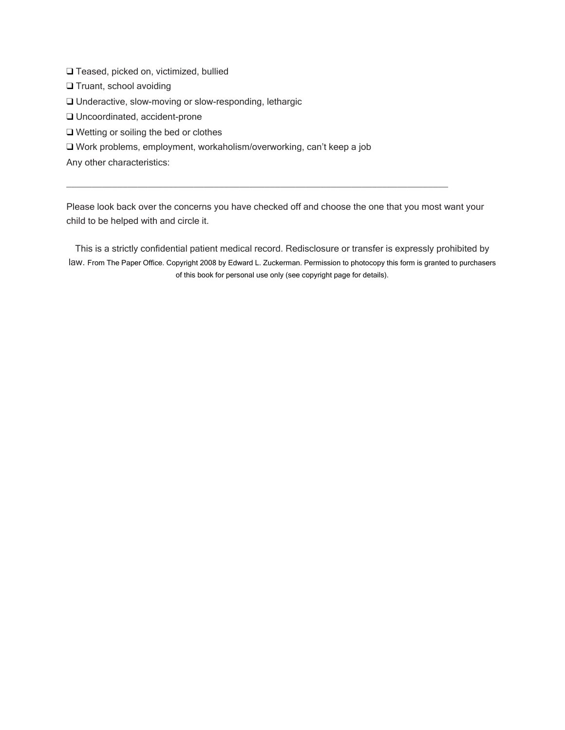❑ Teased, picked on, victimized, bullied
❑ Truant, school avoiding
❑ Underactive, slow-moving or slow-responding, lethargic
❑ Uncoordinated, accident-prone
❑ Wetting or soiling the bed or clothes
❑ Work problems, employment, workaholism/overworking, can't keep a job

Any other characteristics:

\_\_\_\_\_\_\_\_\_\_\_\_\_\_\_\_\_\_\_\_\_\_\_\_\_\_\_\_\_\_\_\_\_\_\_\_\_\_\_\_\_\_\_\_\_\_\_\_\_\_\_\_\_\_\_\_\_\_\_\_\_\_\_\_\_\_\_\_\_\_\_\_\_\_\_\_\_\_

Please look back over the concerns you have checked off and choose the one that you most want your child to be helped with and circle it.

This is a strictly confidential patient medical record. Redisclosure or transfer is expressly prohibited by law. From The Paper Office. Copyright 2008 by Edward L. Zuckerman. Permission to photocopy this form is granted to purchasers of this book for personal use only (see copyright page for details).